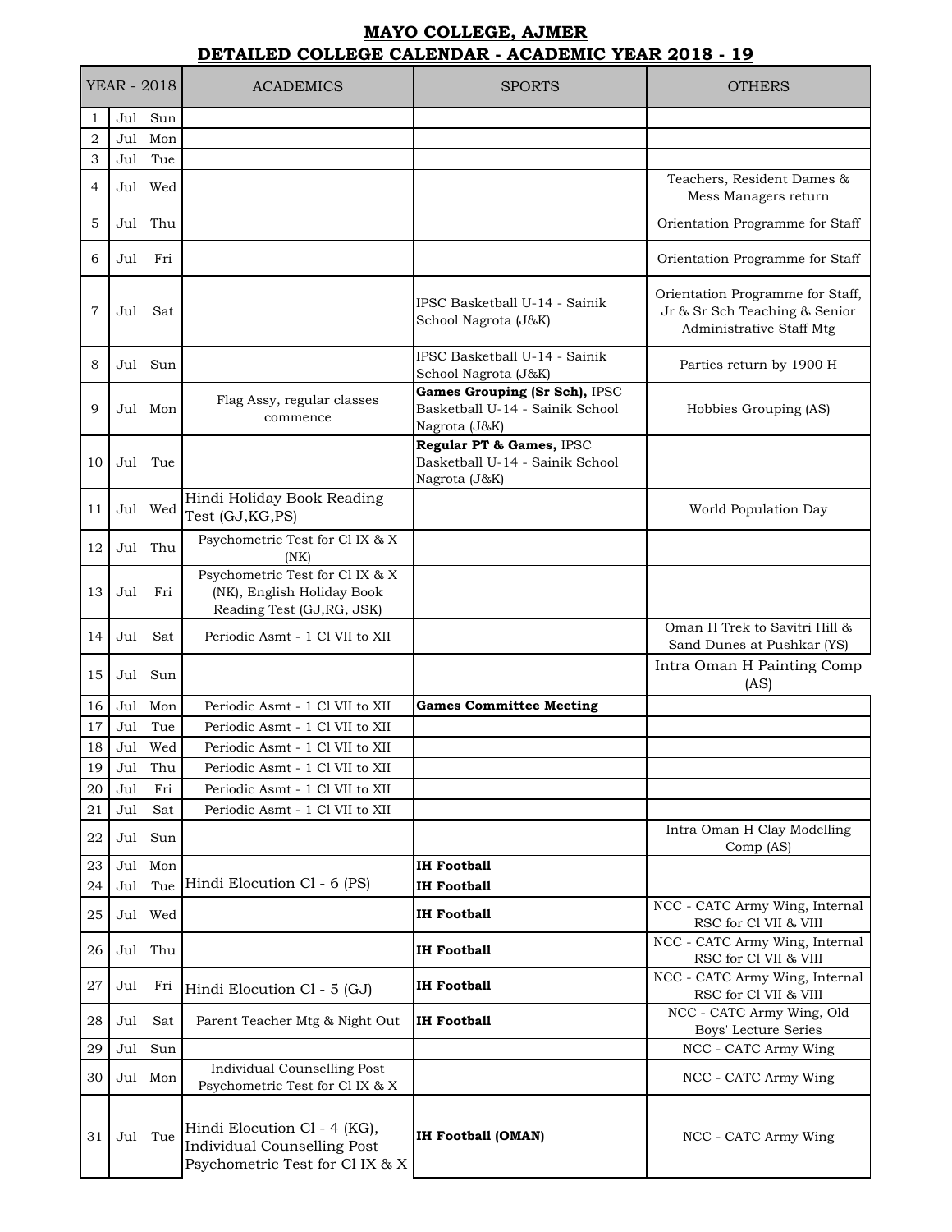# MAYO COLLEGE, AJMER

## DETAILED COLLEGE CALENDAR - ACADEMIC YEAR 2018 - 19

| YEAR - 2018 | | | ACADEMICS | SPORTS | OTHERS |
|---|---|---|---|---|---|
| 1 | Jul | Sun | | | |
| 2 | Jul | Mon | | | |
| 3 | Jul | Tue | | | |
| 4 | Jul | Wed | | | Teachers, Resident Dames & Mess Managers return |
| 5 | Jul | Thu | | | Orientation Programme for Staff |
| 6 | Jul | Fri | | | Orientation Programme for Staff |
| 7 | Jul | Sat | | IPSC Basketball U-14 - Sainik School Nagrota (J&K) | Orientation Programme for Staff, Jr & Sr Sch Teaching & Senior Administrative Staff Mtg |
| 8 | Jul | Sun | | IPSC Basketball U-14 - Sainik School Nagrota (J&K) | Parties return by 1900 H |
| 9 | Jul | Mon | Flag Assy, regular classes commence | **Games Grouping (Sr Sch),** IPSC Basketball U-14 - Sainik School Nagrota (J&K) | Hobbies Grouping (AS) |
| 10 | Jul | Tue | | **Regular PT & Games,** IPSC Basketball U-14 - Sainik School Nagrota (J&K) | |
| 11 | Jul | Wed | Hindi Holiday Book Reading Test (GJ,KG,PS) | | World Population Day |
| 12 | Jul | Thu | Psychometric Test for Cl IX & X (NK) | | |
| 13 | Jul | Fri | Psychometric Test for Cl IX & X (NK), English Holiday Book Reading Test (GJ,RG, JSK) | | |
| 14 | Jul | Sat | Periodic Asmt - 1 Cl VII to XII | | Oman H Trek to Savitri Hill & Sand Dunes at Pushkar (YS) |
| 15 | Jul | Sun | | | Intra Oman H Painting Comp (AS) |
| 16 | Jul | Mon | Periodic Asmt - 1 Cl VII to XII | **Games Committee Meeting** | |
| 17 | Jul | Tue | Periodic Asmt - 1 Cl VII to XII | | |
| 18 | Jul | Wed | Periodic Asmt - 1 Cl VII to XII | | |
| 19 | Jul | Thu | Periodic Asmt - 1 Cl VII to XII | | |
| 20 | Jul | Fri | Periodic Asmt - 1 Cl VII to XII | | |
| 21 | Jul | Sat | Periodic Asmt - 1 Cl VII to XII | | |
| 22 | Jul | Sun | | | Intra Oman H Clay Modelling Comp (AS) |
| 23 | Jul | Mon | | **IH Football** | |
| 24 | Jul | Tue | Hindi Elocution Cl - 6 (PS) | **IH Football** | |
| 25 | Jul | Wed | | **IH Football** | NCC - CATC Army Wing, Internal RSC for Cl VII & VIII |
| 26 | Jul | Thu | | **IH Football** | NCC - CATC Army Wing, Internal RSC for Cl VII & VIII |
| 27 | Jul | Fri | Hindi Elocution Cl - 5 (GJ) | **IH Football** | NCC - CATC Army Wing, Internal RSC for Cl VII & VIII |
| 28 | Jul | Sat | Parent Teacher Mtg & Night Out | **IH Football** | NCC - CATC Army Wing, Old Boys' Lecture Series |
| 29 | Jul | Sun | | | NCC - CATC Army Wing |
| 30 | Jul | Mon | Individual Counselling Post Psychometric Test for Cl IX & X | | NCC - CATC Army Wing |
| 31 | Jul | Tue | Hindi Elocution Cl - 4 (KG), Individual Counselling Post Psychometric Test for Cl IX & X | **IH Football (OMAN)** | NCC - CATC Army Wing |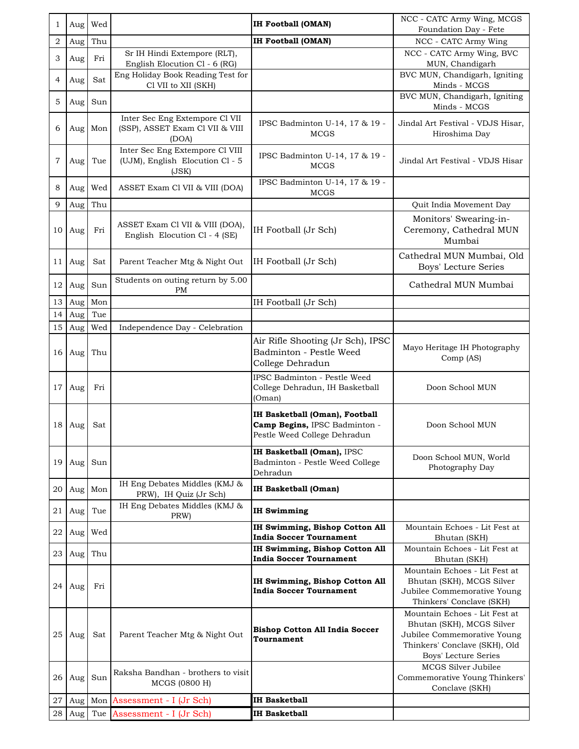| 1 | Aug | Wed | | **IH Football (OMAN)** | NCC - CATC Army Wing, MCGS Foundation Day - Fete |
|---|---|---|---|---|---|
| 2 | Aug | Thu | | **IH Football (OMAN)** | NCC - CATC Army Wing |
| 3 | Aug | Fri | Sr IH Hindi Extempore (RLT), English Elocution Cl - 6 (RG) | | NCC - CATC Army Wing, BVC MUN, Chandigarh |
| 4 | Aug | Sat | Eng Holiday Book Reading Test for Cl VII to XII (SKH) | | BVC MUN, Chandigarh, Igniting Minds - MCGS |
| 5 | Aug | Sun | | | BVC MUN, Chandigarh, Igniting Minds - MCGS |
| 6 | Aug | Mon | Inter Sec Eng Extempore Cl VII (SSP), ASSET Exam Cl VII & VIII (DOA) | IPSC Badminton U-14, 17 & 19 - MCGS | Jindal Art Festival - VDJS Hisar, Hiroshima Day |
| 7 | Aug | Tue | Inter Sec Eng Extempore Cl VIII (UJM), English Elocution Cl - 5 (JSK) | IPSC Badminton U-14, 17 & 19 - MCGS | Jindal Art Festival - VDJS Hisar |
| 8 | Aug | Wed | ASSET Exam Cl VII & VIII (DOA) | IPSC Badminton U-14, 17 & 19 - MCGS | |
| 9 | Aug | Thu | | | Quit India Movement Day |
| 10 | Aug | Fri | ASSET Exam Cl VII & VIII (DOA), English Elocution Cl - 4 (SE) | IH Football (Jr Sch) | Monitors' Swearing-in-Ceremony, Cathedral MUN Mumbai |
| 11 | Aug | Sat | Parent Teacher Mtg & Night Out | IH Football (Jr Sch) | Cathedral MUN Mumbai, Old Boys' Lecture Series |
| 12 | Aug | Sun | Students on outing return by 5.00 PM | | Cathedral MUN Mumbai |
| 13 | Aug | Mon | | IH Football (Jr Sch) | |
| 14 | Aug | Tue | | | |
| 15 | Aug | Wed | Independence Day - Celebration | | |
| 16 | Aug | Thu | | Air Rifle Shooting (Jr Sch), IPSC Badminton - Pestle Weed College Dehradun | Mayo Heritage IH Photography Comp (AS) |
| 17 | Aug | Fri | | IPSC Badminton - Pestle Weed College Dehradun, IH Basketball (Oman) | Doon School MUN |
| 18 | Aug | Sat | | **IH Basketball (Oman), Football Camp Begins,** IPSC Badminton - Pestle Weed College Dehradun | Doon School MUN |
| 19 | Aug | Sun | | **IH Basketball (Oman),** IPSC Badminton - Pestle Weed College Dehradun | Doon School MUN, World Photography Day |
| 20 | Aug | Mon | IH Eng Debates Middles (KMJ & PRW), IH Quiz (Jr Sch) | **IH Basketball (Oman)** | |
| 21 | Aug | Tue | IH Eng Debates Middles (KMJ & PRW) | **IH Swimming** | |
| 22 | Aug | Wed | | **IH Swimming, Bishop Cotton All India Soccer Tournament** | Mountain Echoes - Lit Fest at Bhutan (SKH) |
| 23 | Aug | Thu | | **IH Swimming, Bishop Cotton All India Soccer Tournament** | Mountain Echoes - Lit Fest at Bhutan (SKH) |
| 24 | Aug | Fri | | **IH Swimming, Bishop Cotton All India Soccer Tournament** | Mountain Echoes - Lit Fest at Bhutan (SKH), MCGS Silver Jubilee Commemorative Young Thinkers' Conclave (SKH) |
| 25 | Aug | Sat | Parent Teacher Mtg & Night Out | **Bishop Cotton All India Soccer Tournament** | Mountain Echoes - Lit Fest at Bhutan (SKH), MCGS Silver Jubilee Commemorative Young Thinkers' Conclave (SKH), Old Boys' Lecture Series |
| 26 | Aug | Sun | Raksha Bandhan - brothers to visit MCGS (0800 H) | | MCGS Silver Jubilee Commemorative Young Thinkers' Conclave (SKH) |
| 27 | Aug | Mon | Assessment - I (Jr Sch) | **IH Basketball** | |
| 28 | Aug | Tue | Assessment - I (Jr Sch) | **IH Basketball** | |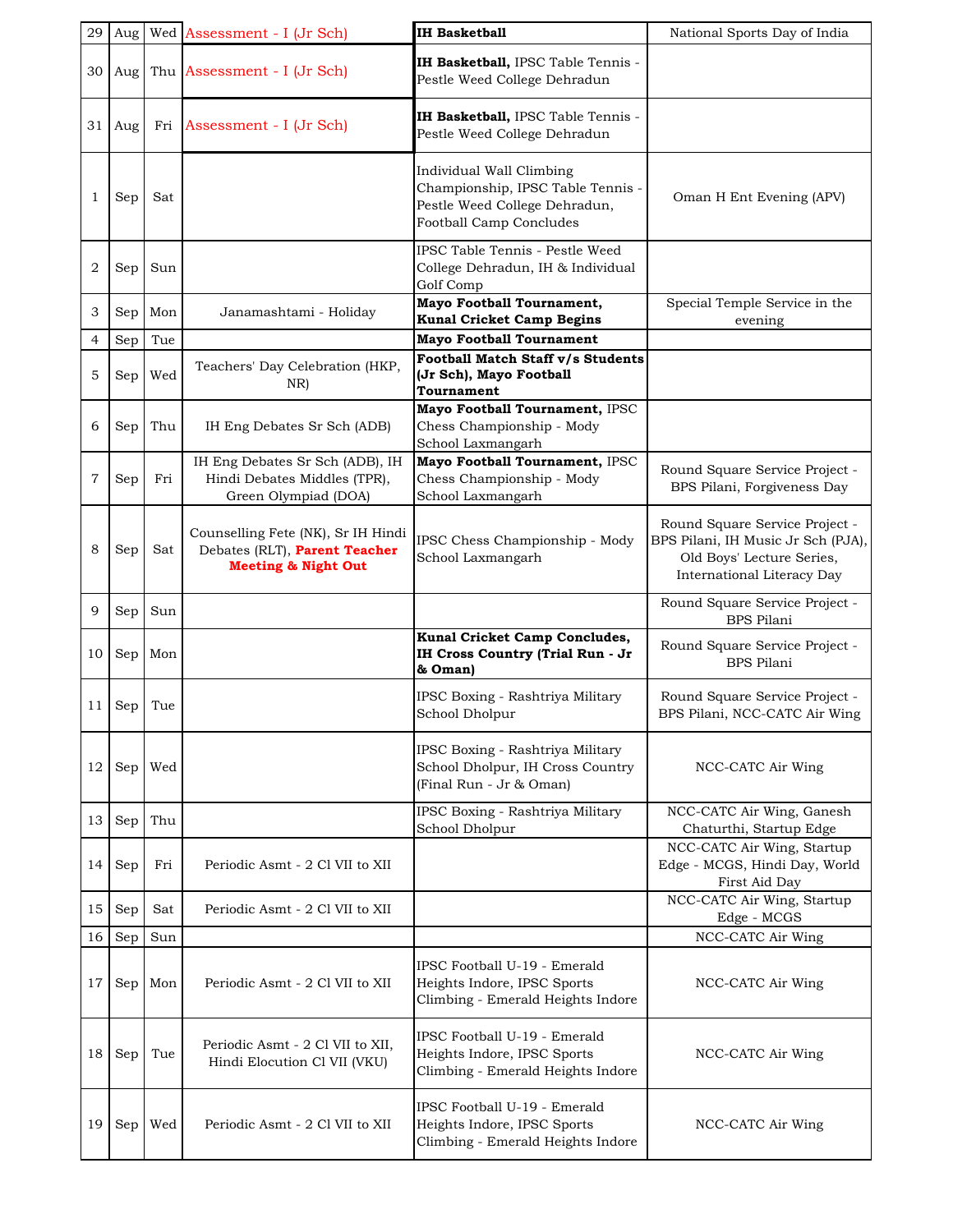| 29 | Aug | Wed | Assessment - I (Jr Sch) | **IH Basketball** | National Sports Day of India |
|---|---|---|---|---|---|
| 30 | Aug | Thu | Assessment - I (Jr Sch) | **IH Basketball,** IPSC Table Tennis - Pestle Weed College Dehradun | |
| 31 | Aug | Fri | Assessment - I (Jr Sch) | **IH Basketball,** IPSC Table Tennis - Pestle Weed College Dehradun | |
| 1 | Sep | Sat | | Individual Wall Climbing Championship, IPSC Table Tennis - Pestle Weed College Dehradun, Football Camp Concludes | Oman H Ent Evening (APV) |
| 2 | Sep | Sun | | IPSC Table Tennis - Pestle Weed College Dehradun, IH & Individual Golf Comp | |
| 3 | Sep | Mon | Janamashtami - Holiday | **Mayo Football Tournament, Kunal Cricket Camp Begins** | Special Temple Service in the evening |
| 4 | Sep | Tue | | **Mayo Football Tournament** | |
| 5 | Sep | Wed | Teachers' Day Celebration (HKP, NR) | **Football Match Staff v/s Students (Jr Sch), Mayo Football Tournament** | |
| 6 | Sep | Thu | IH Eng Debates Sr Sch (ADB) | **Mayo Football Tournament,** IPSC Chess Championship - Mody School Laxmangarh | |
| 7 | Sep | Fri | IH Eng Debates Sr Sch (ADB), IH Hindi Debates Middles (TPR), Green Olympiad (DOA) | **Mayo Football Tournament,** IPSC Chess Championship - Mody School Laxmangarh | Round Square Service Project - BPS Pilani, Forgiveness Day |
| 8 | Sep | Sat | Counselling Fete (NK), Sr IH Hindi Debates (RLT), **Parent Teacher Meeting & Night Out** | IPSC Chess Championship - Mody School Laxmangarh | Round Square Service Project - BPS Pilani, IH Music Jr Sch (PJA), Old Boys' Lecture Series, International Literacy Day |
| 9 | Sep | Sun | | | Round Square Service Project - BPS Pilani |
| 10 | Sep | Mon | | **Kunal Cricket Camp Concludes, IH Cross Country (Trial Run - Jr & Oman)** | Round Square Service Project - BPS Pilani |
| 11 | Sep | Tue | | IPSC Boxing - Rashtriya Military School Dholpur | Round Square Service Project - BPS Pilani, NCC-CATC Air Wing |
| 12 | Sep | Wed | | IPSC Boxing - Rashtriya Military School Dholpur, IH Cross Country (Final Run - Jr & Oman) | NCC-CATC Air Wing |
| 13 | Sep | Thu | | IPSC Boxing - Rashtriya Military School Dholpur | NCC-CATC Air Wing, Ganesh Chaturthi, Startup Edge |
| 14 | Sep | Fri | Periodic Asmt - 2 Cl VII to XII | | NCC-CATC Air Wing, Startup Edge - MCGS, Hindi Day, World First Aid Day |
| 15 | Sep | Sat | Periodic Asmt - 2 Cl VII to XII | | NCC-CATC Air Wing, Startup Edge - MCGS |
| 16 | Sep | Sun | | | NCC-CATC Air Wing |
| 17 | Sep | Mon | Periodic Asmt - 2 Cl VII to XII | IPSC Football U-19 - Emerald Heights Indore, IPSC Sports Climbing - Emerald Heights Indore | NCC-CATC Air Wing |
| 18 | Sep | Tue | Periodic Asmt - 2 Cl VII to XII, Hindi Elocution Cl VII (VKU) | IPSC Football U-19 - Emerald Heights Indore, IPSC Sports Climbing - Emerald Heights Indore | NCC-CATC Air Wing |
| 19 | Sep | Wed | Periodic Asmt - 2 Cl VII to XII | IPSC Football U-19 - Emerald Heights Indore, IPSC Sports Climbing - Emerald Heights Indore | NCC-CATC Air Wing |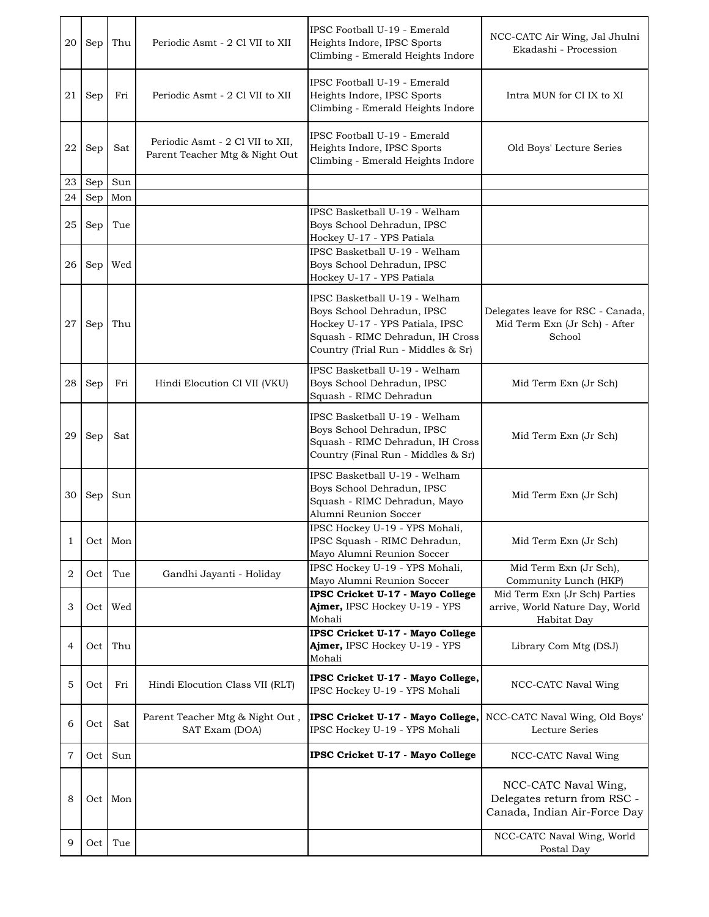| | | | | | |
|---|---|---|---|---|---|
| 20 | Sep | Thu | Periodic Asmt - 2 Cl VII to XII | IPSC Football U-19 - Emerald Heights Indore, IPSC Sports Climbing - Emerald Heights Indore | NCC-CATC Air Wing, Jal Jhulni Ekadashi - Procession |
| 21 | Sep | Fri | Periodic Asmt - 2 Cl VII to XII | IPSC Football U-19 - Emerald Heights Indore, IPSC Sports Climbing - Emerald Heights Indore | Intra MUN for Cl IX to XI |
| 22 | Sep | Sat | Periodic Asmt - 2 Cl VII to XII, Parent Teacher Mtg & Night Out | IPSC Football U-19 - Emerald Heights Indore, IPSC Sports Climbing - Emerald Heights Indore | Old Boys' Lecture Series |
| 23 | Sep | Sun | | | |
| 24 | Sep | Mon | | | |
| 25 | Sep | Tue | | IPSC Basketball U-19 - Welham Boys School Dehradun, IPSC Hockey U-17 - YPS Patiala | |
| 26 | Sep | Wed | | IPSC Basketball U-19 - Welham Boys School Dehradun, IPSC Hockey U-17 - YPS Patiala | |
| 27 | Sep | Thu | | IPSC Basketball U-19 - Welham Boys School Dehradun, IPSC Hockey U-17 - YPS Patiala, IPSC Squash - RIMC Dehradun, IH Cross Country (Trial Run - Middles & Sr) | Delegates leave for RSC - Canada, Mid Term Exn (Jr Sch) - After School |
| 28 | Sep | Fri | Hindi Elocution Cl VII (VKU) | IPSC Basketball U-19 - Welham Boys School Dehradun, IPSC Squash - RIMC Dehradun | Mid Term Exn (Jr Sch) |
| 29 | Sep | Sat | | IPSC Basketball U-19 - Welham Boys School Dehradun, IPSC Squash - RIMC Dehradun, IH Cross Country (Final Run - Middles & Sr) | Mid Term Exn (Jr Sch) |
| 30 | Sep | Sun | | IPSC Basketball U-19 - Welham Boys School Dehradun, IPSC Squash - RIMC Dehradun, Mayo Alumni Reunion Soccer | Mid Term Exn (Jr Sch) |
| 1 | Oct | Mon | | IPSC Hockey U-19 - YPS Mohali, IPSC Squash - RIMC Dehradun, Mayo Alumni Reunion Soccer | Mid Term Exn (Jr Sch) |
| 2 | Oct | Tue | Gandhi Jayanti - Holiday | IPSC Hockey U-19 - YPS Mohali, Mayo Alumni Reunion Soccer | Mid Term Exn (Jr Sch), Community Lunch (HKP) |
| 3 | Oct | Wed | | **IPSC Cricket U-17 - Mayo College Ajmer,** IPSC Hockey U-19 - YPS Mohali | Mid Term Exn (Jr Sch) Parties arrive, World Nature Day, World Habitat Day |
| 4 | Oct | Thu | | **IPSC Cricket U-17 - Mayo College Ajmer,** IPSC Hockey U-19 - YPS Mohali | Library Com Mtg (DSJ) |
| 5 | Oct | Fri | Hindi Elocution Class VII (RLT) | **IPSC Cricket U-17 - Mayo College,** IPSC Hockey U-19 - YPS Mohali | NCC-CATC Naval Wing |
| 6 | Oct | Sat | Parent Teacher Mtg & Night Out , SAT Exam (DOA) | **IPSC Cricket U-17 - Mayo College,** IPSC Hockey U-19 - YPS Mohali | NCC-CATC Naval Wing, Old Boys' Lecture Series |
| 7 | Oct | Sun | | **IPSC Cricket U-17 - Mayo College** | NCC-CATC Naval Wing |
| 8 | Oct | Mon | | | NCC-CATC Naval Wing, Delegates return from RSC - Canada, Indian Air-Force Day |
| 9 | Oct | Tue | | | NCC-CATC Naval Wing, World Postal Day |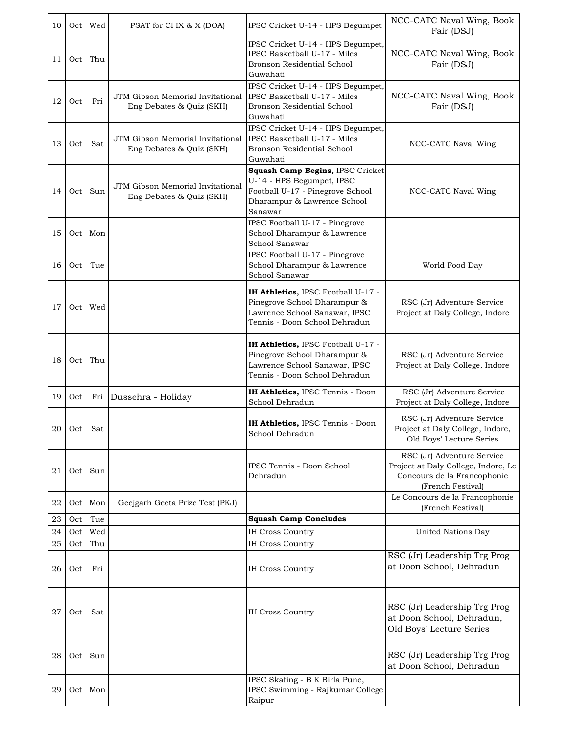| | | | | | |
|---|---|---|---|---|---|
| 10 | Oct | Wed | PSAT for Cl IX & X (DOA) | IPSC Cricket U-14 - HPS Begumpet | NCC-CATC Naval Wing, Book Fair (DSJ) |
| 11 | Oct | Thu | | IPSC Cricket U-14 - HPS Begumpet, IPSC Basketball U-17 - Miles Bronson Residential School Guwahati | NCC-CATC Naval Wing, Book Fair (DSJ) |
| 12 | Oct | Fri | JTM Gibson Memorial Invitational Eng Debates & Quiz (SKH) | IPSC Cricket U-14 - HPS Begumpet, IPSC Basketball U-17 - Miles Bronson Residential School Guwahati | NCC-CATC Naval Wing, Book Fair (DSJ) |
| 13 | Oct | Sat | JTM Gibson Memorial Invitational Eng Debates & Quiz (SKH) | IPSC Cricket U-14 - HPS Begumpet, IPSC Basketball U-17 - Miles Bronson Residential School Guwahati | NCC-CATC Naval Wing |
| 14 | Oct | Sun | JTM Gibson Memorial Invitational Eng Debates & Quiz (SKH) | **Squash Camp Begins,** IPSC Cricket U-14 - HPS Begumpet, IPSC Football U-17 - Pinegrove School Dharampur & Lawrence School Sanawar | NCC-CATC Naval Wing |
| 15 | Oct | Mon | | IPSC Football U-17 - Pinegrove School Dharampur & Lawrence School Sanawar | |
| 16 | Oct | Tue | | IPSC Football U-17 - Pinegrove School Dharampur & Lawrence School Sanawar | World Food Day |
| 17 | Oct | Wed | | **IH Athletics,** IPSC Football U-17 - Pinegrove School Dharampur & Lawrence School Sanawar, IPSC Tennis - Doon School Dehradun | RSC (Jr) Adventure Service Project at Daly College, Indore |
| 18 | Oct | Thu | | **IH Athletics,** IPSC Football U-17 - Pinegrove School Dharampur & Lawrence School Sanawar, IPSC Tennis - Doon School Dehradun | RSC (Jr) Adventure Service Project at Daly College, Indore |
| 19 | Oct | Fri | Dussehra - Holiday | **IH Athletics,** IPSC Tennis - Doon School Dehradun | RSC (Jr) Adventure Service Project at Daly College, Indore |
| 20 | Oct | Sat | | **IH Athletics,** IPSC Tennis - Doon School Dehradun | RSC (Jr) Adventure Service Project at Daly College, Indore, Old Boys' Lecture Series |
| 21 | Oct | Sun | | IPSC Tennis - Doon School Dehradun | RSC (Jr) Adventure Service Project at Daly College, Indore, Le Concours de la Francophonie (French Festival) |
| 22 | Oct | Mon | Geejgarh Geeta Prize Test (PKJ) | | Le Concours de la Francophonie (French Festival) |
| 23 | Oct | Tue | | **Squash Camp Concludes** | |
| 24 | Oct | Wed | | IH Cross Country | United Nations Day |
| 25 | Oct | Thu | | IH Cross Country | |
| 26 | Oct | Fri | | IH Cross Country | RSC (Jr) Leadership Trg Prog at Doon School, Dehradun |
| 27 | Oct | Sat | | IH Cross Country | RSC (Jr) Leadership Trg Prog at Doon School, Dehradun, Old Boys' Lecture Series |
| 28 | Oct | Sun | | | RSC (Jr) Leadership Trg Prog at Doon School, Dehradun |
| 29 | Oct | Mon | | IPSC Skating - B K Birla Pune, IPSC Swimming - Rajkumar College Raipur | |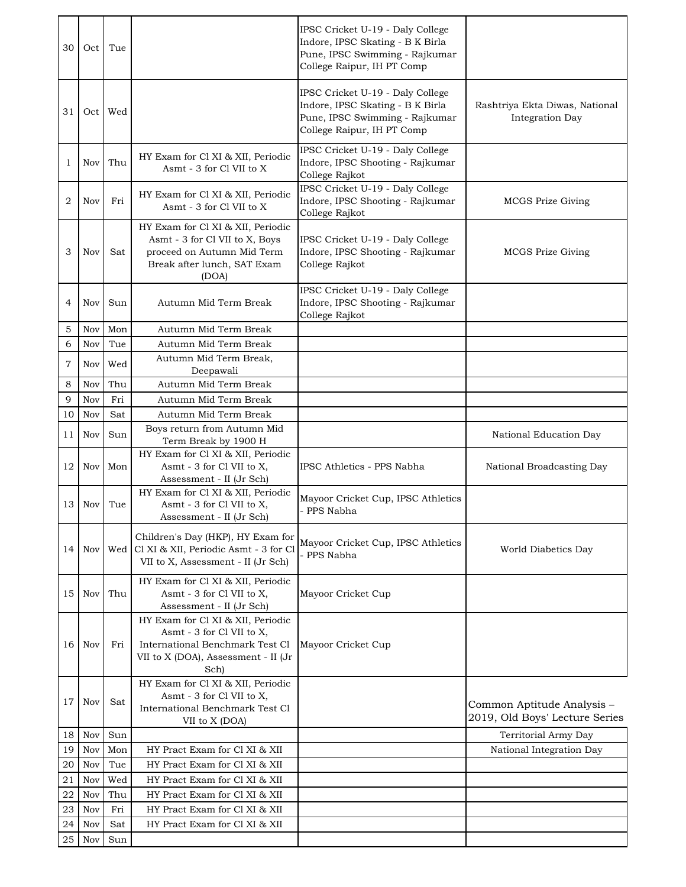| 30 | Oct | Tue | | IPSC Cricket U-19 - Daly College Indore, IPSC Skating - B K Birla Pune, IPSC Swimming - Rajkumar College Raipur, IH PT Comp | |
|---|---|---|---|---|---|
| 31 | Oct | Wed | | IPSC Cricket U-19 - Daly College Indore, IPSC Skating - B K Birla Pune, IPSC Swimming - Rajkumar College Raipur, IH PT Comp | Rashtriya Ekta Diwas, National Integration Day |
| 1 | Nov | Thu | HY Exam for Cl XI & XII, Periodic Asmt - 3 for Cl VII to X | IPSC Cricket U-19 - Daly College Indore, IPSC Shooting - Rajkumar College Rajkot | |
| 2 | Nov | Fri | HY Exam for Cl XI & XII, Periodic Asmt - 3 for Cl VII to X | IPSC Cricket U-19 - Daly College Indore, IPSC Shooting - Rajkumar College Rajkot | MCGS Prize Giving |
| 3 | Nov | Sat | HY Exam for Cl XI & XII, Periodic Asmt - 3 for Cl VII to X, Boys proceed on Autumn Mid Term Break after lunch, SAT Exam (DOA) | IPSC Cricket U-19 - Daly College Indore, IPSC Shooting - Rajkumar College Rajkot | MCGS Prize Giving |
| 4 | Nov | Sun | Autumn Mid Term Break | IPSC Cricket U-19 - Daly College Indore, IPSC Shooting - Rajkumar College Rajkot | |
| 5 | Nov | Mon | Autumn Mid Term Break | | |
| 6 | Nov | Tue | Autumn Mid Term Break | | |
| 7 | Nov | Wed | Autumn Mid Term Break, Deepawali | | |
| 8 | Nov | Thu | Autumn Mid Term Break | | |
| 9 | Nov | Fri | Autumn Mid Term Break | | |
| 10 | Nov | Sat | Autumn Mid Term Break | | |
| 11 | Nov | Sun | Boys return from Autumn Mid Term Break by 1900 H | | National Education Day |
| 12 | Nov | Mon | HY Exam for Cl XI & XII, Periodic Asmt - 3 for Cl VII to X, Assessment - II (Jr Sch) | IPSC Athletics - PPS Nabha | National Broadcasting Day |
| 13 | Nov | Tue | HY Exam for Cl XI & XII, Periodic Asmt - 3 for Cl VII to X, Assessment - II (Jr Sch) | Mayoor Cricket Cup, IPSC Athletics - PPS Nabha | |
| 14 | Nov | Wed | Children's Day (HKP), HY Exam for Cl XI & XII, Periodic Asmt - 3 for Cl VII to X, Assessment - II (Jr Sch) | Mayoor Cricket Cup, IPSC Athletics - PPS Nabha | World Diabetics Day |
| 15 | Nov | Thu | HY Exam for Cl XI & XII, Periodic Asmt - 3 for Cl VII to X, Assessment - II (Jr Sch) | Mayoor Cricket Cup | |
| 16 | Nov | Fri | HY Exam for Cl XI & XII, Periodic Asmt - 3 for Cl VII to X, International Benchmark Test Cl VII to X (DOA), Assessment - II (Jr Sch) | Mayoor Cricket Cup | |
| 17 | Nov | Sat | HY Exam for Cl XI & XII, Periodic Asmt - 3 for Cl VII to X, International Benchmark Test Cl VII to X (DOA) | | Common Aptitude Analysis – 2019, Old Boys' Lecture Series |
| 18 | Nov | Sun | | | Territorial Army Day |
| 19 | Nov | Mon | HY Pract Exam for Cl XI & XII | | National Integration Day |
| 20 | Nov | Tue | HY Pract Exam for Cl XI & XII | | |
| 21 | Nov | Wed | HY Pract Exam for Cl XI & XII | | |
| 22 | Nov | Thu | HY Pract Exam for Cl XI & XII | | |
| 23 | Nov | Fri | HY Pract Exam for Cl XI & XII | | |
| 24 | Nov | Sat | HY Pract Exam for Cl XI & XII | | |
| 25 | Nov | Sun | | | |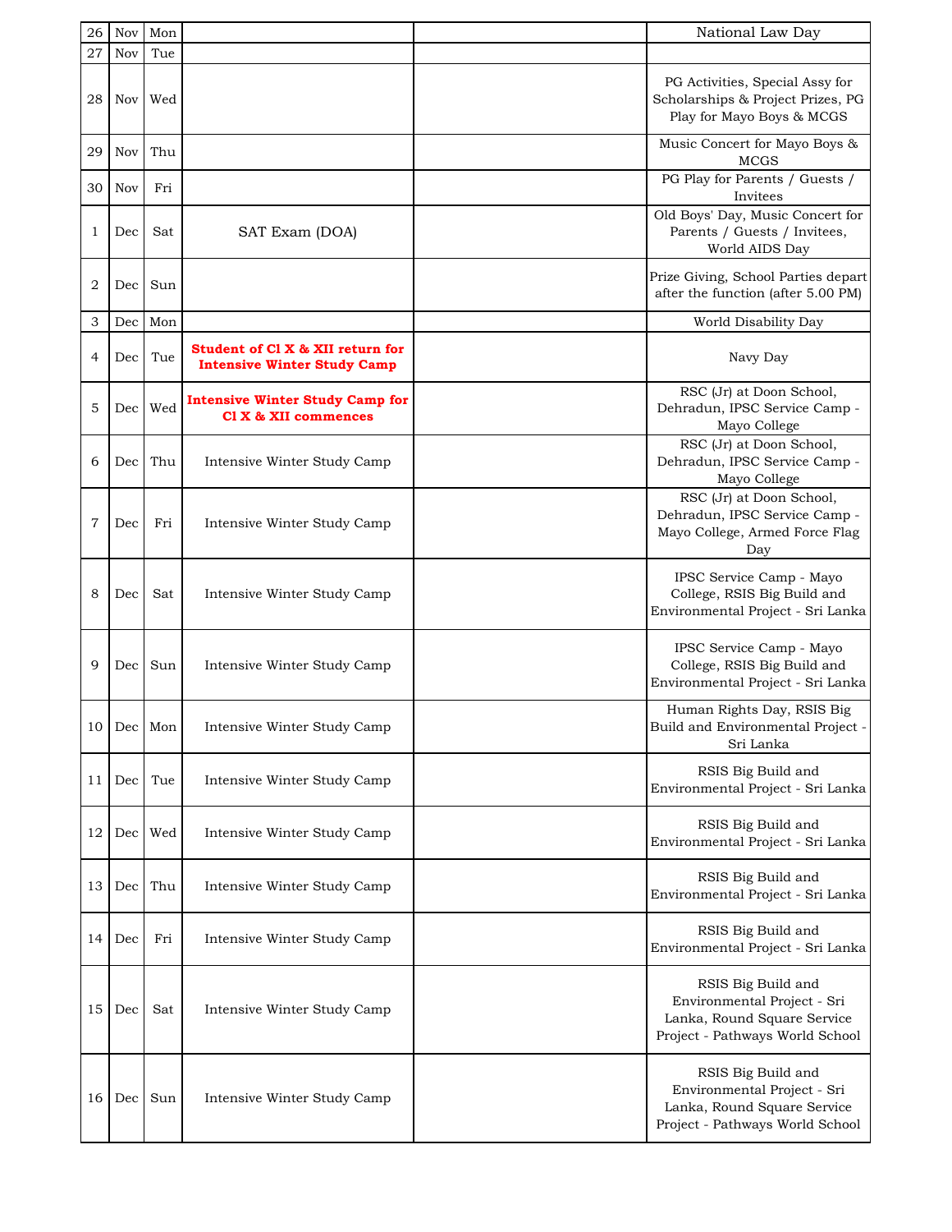| 26 | Nov | Mon | | | National Law Day |
|---|---|---|---|---|---|
| 27 | Nov | Tue | | | |
| 28 | Nov | Wed | | | PG Activities, Special Assy for Scholarships & Project Prizes, PG Play for Mayo Boys & MCGS |
| 29 | Nov | Thu | | | Music Concert for Mayo Boys & MCGS |
| 30 | Nov | Fri | | | PG Play for Parents / Guests / Invitees |
| 1 | Dec | Sat | SAT Exam (DOA) | | Old Boys' Day, Music Concert for Parents / Guests / Invitees, World AIDS Day |
| 2 | Dec | Sun | | | Prize Giving, School Parties depart after the function (after 5.00 PM) |
| 3 | Dec | Mon | | | World Disability Day |
| 4 | Dec | Tue | **Student of Cl X & XII return for Intensive Winter Study Camp** | | Navy Day |
| 5 | Dec | Wed | **Intensive Winter Study Camp for Cl X & XII commences** | | RSC (Jr) at Doon School, Dehradun, IPSC Service Camp - Mayo College |
| 6 | Dec | Thu | Intensive Winter Study Camp | | RSC (Jr) at Doon School, Dehradun, IPSC Service Camp - Mayo College |
| 7 | Dec | Fri | Intensive Winter Study Camp | | RSC (Jr) at Doon School, Dehradun, IPSC Service Camp - Mayo College, Armed Force Flag Day |
| 8 | Dec | Sat | Intensive Winter Study Camp | | IPSC Service Camp - Mayo College, RSIS Big Build and Environmental Project - Sri Lanka |
| 9 | Dec | Sun | Intensive Winter Study Camp | | IPSC Service Camp - Mayo College, RSIS Big Build and Environmental Project - Sri Lanka |
| 10 | Dec | Mon | Intensive Winter Study Camp | | Human Rights Day, RSIS Big Build and Environmental Project - Sri Lanka |
| 11 | Dec | Tue | Intensive Winter Study Camp | | RSIS Big Build and Environmental Project - Sri Lanka |
| 12 | Dec | Wed | Intensive Winter Study Camp | | RSIS Big Build and Environmental Project - Sri Lanka |
| 13 | Dec | Thu | Intensive Winter Study Camp | | RSIS Big Build and Environmental Project - Sri Lanka |
| 14 | Dec | Fri | Intensive Winter Study Camp | | RSIS Big Build and Environmental Project - Sri Lanka |
| 15 | Dec | Sat | Intensive Winter Study Camp | | RSIS Big Build and Environmental Project - Sri Lanka, Round Square Service Project - Pathways World School |
| 16 | Dec | Sun | Intensive Winter Study Camp | | RSIS Big Build and Environmental Project - Sri Lanka, Round Square Service Project - Pathways World School |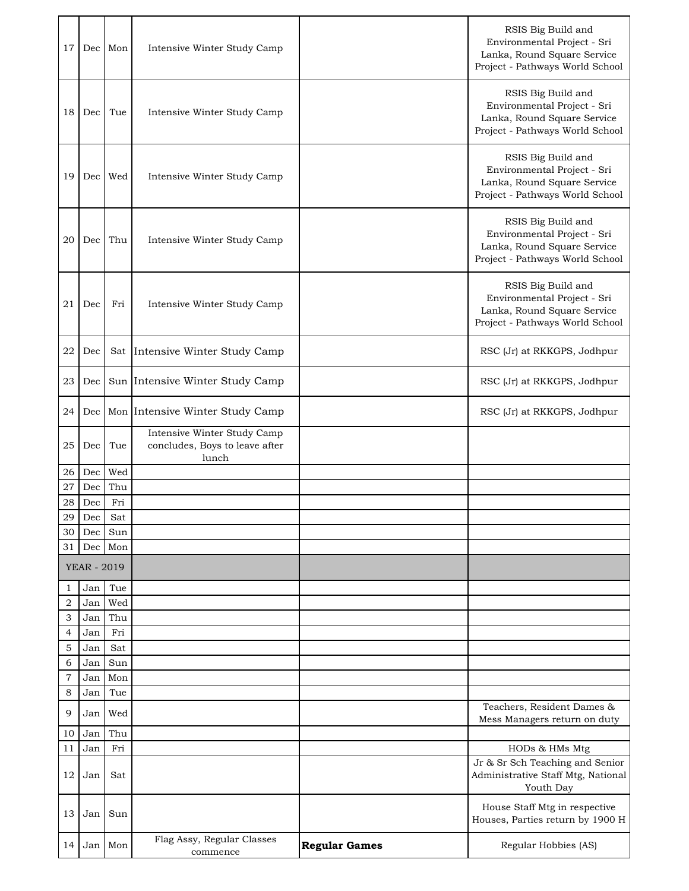| | | | | | |
|---|---|---|---|---|---|
| 17 | Dec | Mon | Intensive Winter Study Camp | | RSIS Big Build and Environmental Project - Sri Lanka, Round Square Service Project - Pathways World School |
| 18 | Dec | Tue | Intensive Winter Study Camp | | RSIS Big Build and Environmental Project - Sri Lanka, Round Square Service Project - Pathways World School |
| 19 | Dec | Wed | Intensive Winter Study Camp | | RSIS Big Build and Environmental Project - Sri Lanka, Round Square Service Project - Pathways World School |
| 20 | Dec | Thu | Intensive Winter Study Camp | | RSIS Big Build and Environmental Project - Sri Lanka, Round Square Service Project - Pathways World School |
| 21 | Dec | Fri | Intensive Winter Study Camp | | RSIS Big Build and Environmental Project - Sri Lanka, Round Square Service Project - Pathways World School |
| 22 | Dec | Sat | Intensive Winter Study Camp | | RSC (Jr) at RKKGPS, Jodhpur |
| 23 | Dec | Sun | Intensive Winter Study Camp | | RSC (Jr) at RKKGPS, Jodhpur |
| 24 | Dec | Mon | Intensive Winter Study Camp | | RSC (Jr) at RKKGPS, Jodhpur |
| 25 | Dec | Tue | Intensive Winter Study Camp concludes, Boys to leave after lunch | | |
| 26 | Dec | Wed | | | |
| 27 | Dec | Thu | | | |
| 28 | Dec | Fri | | | |
| 29 | Dec | Sat | | | |
| 30 | Dec | Sun | | | |
| 31 | Dec | Mon | | | |
| YEAR - 2019 | | | | | |
| 1 | Jan | Tue | | | |
| 2 | Jan | Wed | | | |
| 3 | Jan | Thu | | | |
| 4 | Jan | Fri | | | |
| 5 | Jan | Sat | | | |
| 6 | Jan | Sun | | | |
| 7 | Jan | Mon | | | |
| 8 | Jan | Tue | | | |
| 9 | Jan | Wed | | | Teachers, Resident Dames & Mess Managers return on duty |
| 10 | Jan | Thu | | | |
| 11 | Jan | Fri | | | HODs & HMs Mtg |
| 12 | Jan | Sat | | | Jr & Sr Sch Teaching and Senior Administrative Staff Mtg, National Youth Day |
| 13 | Jan | Sun | | | House Staff Mtg in respective Houses, Parties return by 1900 H |
| 14 | Jan | Mon | Flag Assy, Regular Classes commence | **Regular Games** | Regular Hobbies (AS) |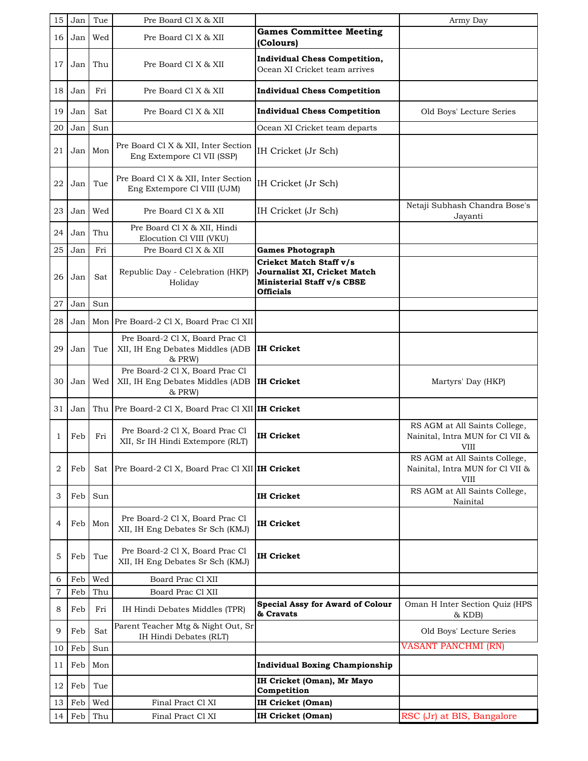| | | | | | |
|---|---|---|---|---|---|
| 15 | Jan | Tue | Pre Board Cl X & XII | | Army Day |
| 16 | Jan | Wed | Pre Board Cl X & XII | **Games Committee Meeting (Colours)** | |
| 17 | Jan | Thu | Pre Board Cl X & XII | **Individual Chess Competition,** Ocean XI Cricket team arrives | |
| 18 | Jan | Fri | Pre Board Cl X & XII | **Individual Chess Competition** | |
| 19 | Jan | Sat | Pre Board Cl X & XII | **Individual Chess Competition** | Old Boys' Lecture Series |
| 20 | Jan | Sun | | Ocean XI Cricket team departs | |
| 21 | Jan | Mon | Pre Board Cl X & XII, Inter Section Eng Extempore Cl VII (SSP) | IH Cricket (Jr Sch) | |
| 22 | Jan | Tue | Pre Board Cl X & XII, Inter Section Eng Extempore Cl VIII (UJM) | IH Cricket (Jr Sch) | |
| 23 | Jan | Wed | Pre Board Cl X & XII | IH Cricket (Jr Sch) | Netaji Subhash Chandra Bose's Jayanti |
| 24 | Jan | Thu | Pre Board Cl X & XII, Hindi Elocution Cl VIII (VKU) | | |
| 25 | Jan | Fri | Pre Board Cl X & XII | **Games Photograph** | |
| 26 | Jan | Sat | Republic Day - Celebration (HKP) Holiday | **Criekct Match Staff v/s Journalist XI, Cricket Match Ministerial Staff v/s CBSE Officials** | |
| 27 | Jan | Sun | | | |
| 28 | Jan | Mon | Pre Board-2 Cl X, Board Prac Cl XII | | |
| 29 | Jan | Tue | Pre Board-2 Cl X, Board Prac Cl XII, IH Eng Debates Middles (ADB & PRW) | **IH Cricket** | |
| 30 | Jan | Wed | Pre Board-2 Cl X, Board Prac Cl XII, IH Eng Debates Middles (ADB & PRW) | **IH Cricket** | Martyrs' Day (HKP) |
| 31 | Jan | Thu | Pre Board-2 Cl X, Board Prac Cl XII | **IH Cricket** | |
| 1 | Feb | Fri | Pre Board-2 Cl X, Board Prac Cl XII, Sr IH Hindi Extempore (RLT) | **IH Cricket** | RS AGM at All Saints College, Nainital, Intra MUN for Cl VII & VIII |
| 2 | Feb | Sat | Pre Board-2 Cl X, Board Prac Cl XII | **IH Cricket** | RS AGM at All Saints College, Nainital, Intra MUN for Cl VII & VIII |
| 3 | Feb | Sun | | **IH Cricket** | RS AGM at All Saints College, Nainital |
| 4 | Feb | Mon | Pre Board-2 Cl X, Board Prac Cl XII, IH Eng Debates Sr Sch (KMJ) | **IH Cricket** | |
| 5 | Feb | Tue | Pre Board-2 Cl X, Board Prac Cl XII, IH Eng Debates Sr Sch (KMJ) | **IH Cricket** | |
| 6 | Feb | Wed | Board Prac Cl XII | | |
| 7 | Feb | Thu | Board Prac Cl XII | | |
| 8 | Feb | Fri | IH Hindi Debates Middles (TPR) | **Special Assy for Award of Colour & Cravats** | Oman H Inter Section Quiz (HPS & KDB) |
| 9 | Feb | Sat | Parent Teacher Mtg & Night Out, Sr IH Hindi Debates (RLT) | | Old Boys' Lecture Series |
| 10 | Feb | Sun | | | VASANT PANCHMI (RN) |
| 11 | Feb | Mon | | **Individual Boxing Championship** | |
| 12 | Feb | Tue | | **IH Cricket (Oman), Mr Mayo Competition** | |
| 13 | Feb | Wed | Final Pract Cl XI | **IH Cricket (Oman)** | |
| 14 | Feb | Thu | Final Pract Cl XI | **IH Cricket (Oman)** | RSC (Jr) at BIS, Bangalore |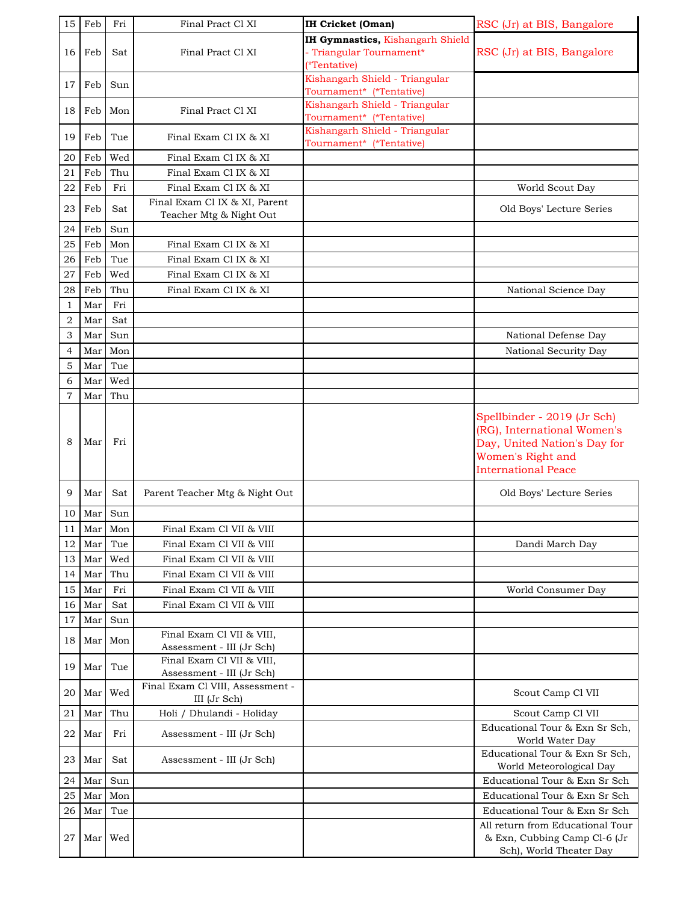| 15 | Feb | Fri | Final Pract Cl XI | **IH Cricket (Oman)** | RSC (Jr) at BIS, Bangalore |
|---|---|---|---|---|---|
| 16 | Feb | Sat | Final Pract Cl XI | **IH Gymnastics,** Kishangarh Shield - Triangular Tournament* (*Tentative) | RSC (Jr) at BIS, Bangalore |
| 17 | Feb | Sun | | Kishangarh Shield - Triangular Tournament* (*Tentative) | |
| 18 | Feb | Mon | Final Pract Cl XI | Kishangarh Shield - Triangular Tournament* (*Tentative) | |
| 19 | Feb | Tue | Final Exam Cl IX & XI | Kishangarh Shield - Triangular Tournament* (*Tentative) | |
| 20 | Feb | Wed | Final Exam Cl IX & XI | | |
| 21 | Feb | Thu | Final Exam Cl IX & XI | | |
| 22 | Feb | Fri | Final Exam Cl IX & XI | | World Scout Day |
| 23 | Feb | Sat | Final Exam Cl IX & XI, Parent Teacher Mtg & Night Out | | Old Boys' Lecture Series |
| 24 | Feb | Sun | | | |
| 25 | Feb | Mon | Final Exam Cl IX & XI | | |
| 26 | Feb | Tue | Final Exam Cl IX & XI | | |
| 27 | Feb | Wed | Final Exam Cl IX & XI | | |
| 28 | Feb | Thu | Final Exam Cl IX & XI | | National Science Day |
| 1 | Mar | Fri | | | |
| 2 | Mar | Sat | | | |
| 3 | Mar | Sun | | | National Defense Day |
| 4 | Mar | Mon | | | National Security Day |
| 5 | Mar | Tue | | | |
| 6 | Mar | Wed | | | |
| 7 | Mar | Thu | | | |
| 8 | Mar | Fri | | | Spellbinder - 2019 (Jr Sch) (RG), International Women's Day, United Nation's Day for Women's Right and International Peace |
| 9 | Mar | Sat | Parent Teacher Mtg & Night Out | | Old Boys' Lecture Series |
| 10 | Mar | Sun | | | |
| 11 | Mar | Mon | Final Exam Cl VII & VIII | | |
| 12 | Mar | Tue | Final Exam Cl VII & VIII | | Dandi March Day |
| 13 | Mar | Wed | Final Exam Cl VII & VIII | | |
| 14 | Mar | Thu | Final Exam Cl VII & VIII | | |
| 15 | Mar | Fri | Final Exam Cl VII & VIII | | World Consumer Day |
| 16 | Mar | Sat | Final Exam Cl VII & VIII | | |
| 17 | Mar | Sun | | | |
| 18 | Mar | Mon | Final Exam Cl VII & VIII, Assessment - III (Jr Sch) | | |
| 19 | Mar | Tue | Final Exam Cl VII & VIII, Assessment - III (Jr Sch) | | |
| 20 | Mar | Wed | Final Exam Cl VIII, Assessment - III (Jr Sch) | | Scout Camp Cl VII |
| 21 | Mar | Thu | Holi / Dhulandi - Holiday | | Scout Camp Cl VII |
| 22 | Mar | Fri | Assessment - III (Jr Sch) | | Educational Tour & Exn Sr Sch, World Water Day |
| 23 | Mar | Sat | Assessment - III (Jr Sch) | | Educational Tour & Exn Sr Sch, World Meteorological Day |
| 24 | Mar | Sun | | | Educational Tour & Exn Sr Sch |
| 25 | Mar | Mon | | | Educational Tour & Exn Sr Sch |
| 26 | Mar | Tue | | | Educational Tour & Exn Sr Sch |
| 27 | Mar | Wed | | | All return from Educational Tour & Exn, Cubbing Camp Cl-6 (Jr Sch), World Theater Day |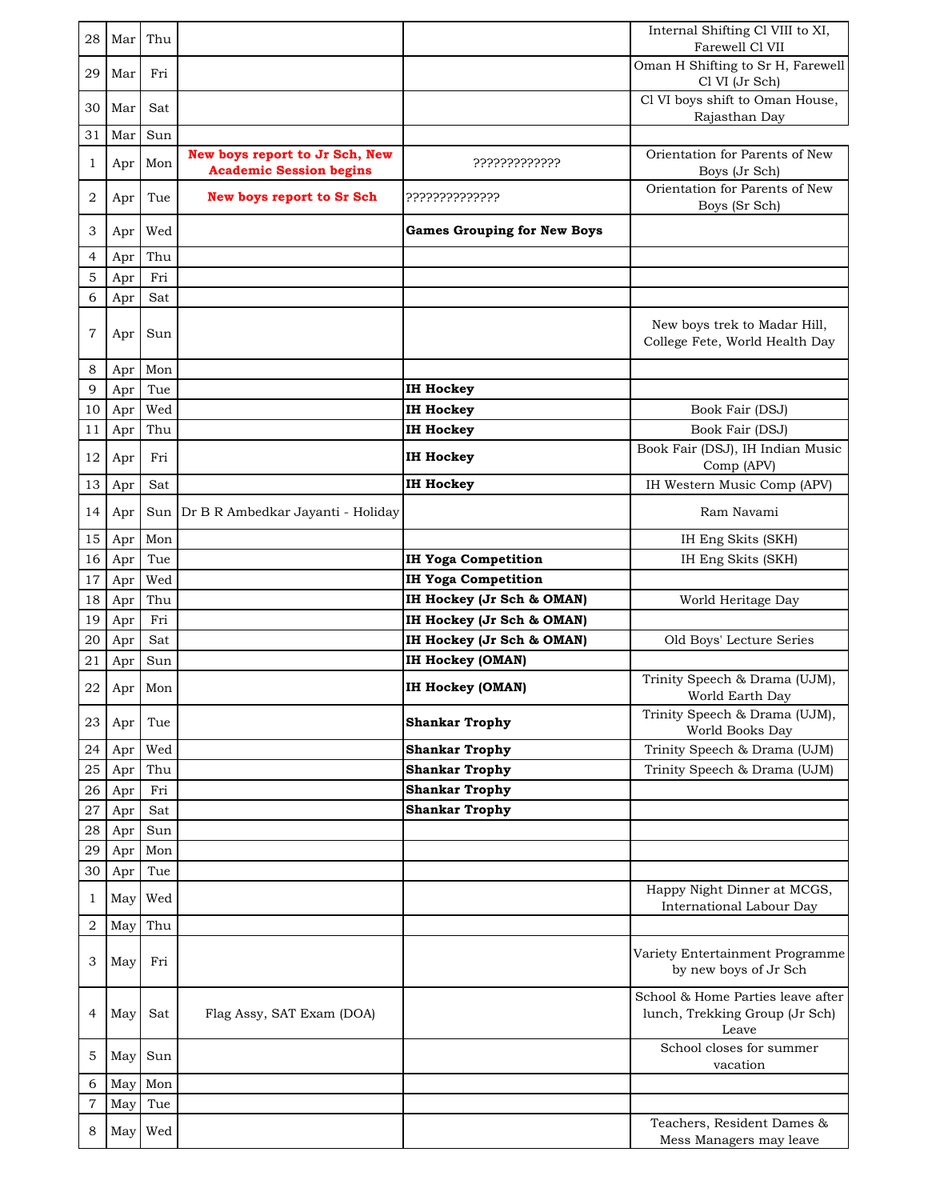| | | | | | |
|---|---|---|---|---|---|
| 28 | Mar | Thu | | | Internal Shifting Cl VIII to XI, Farewell Cl VII |
| 29 | Mar | Fri | | | Oman H Shifting to Sr H, Farewell Cl VI (Jr Sch) |
| 30 | Mar | Sat | | | Cl VI boys shift to Oman House, Rajasthan Day |
| 31 | Mar | Sun | | | |
| 1 | Apr | Mon | **New boys report to Jr Sch, New Academic Session begins** | ????????????? | Orientation for Parents of New Boys (Jr Sch) |
| 2 | Apr | Tue | **New boys report to Sr Sch** | ?????????????? | Orientation for Parents of New Boys (Sr Sch) |
| 3 | Apr | Wed | | **Games Grouping for New Boys** | |
| 4 | Apr | Thu | | | |
| 5 | Apr | Fri | | | |
| 6 | Apr | Sat | | | |
| 7 | Apr | Sun | | | New boys trek to Madar Hill, College Fete, World Health Day |
| 8 | Apr | Mon | | | |
| 9 | Apr | Tue | | **IH Hockey** | |
| 10 | Apr | Wed | | **IH Hockey** | Book Fair (DSJ) |
| 11 | Apr | Thu | | **IH Hockey** | Book Fair (DSJ) |
| 12 | Apr | Fri | | **IH Hockey** | Book Fair (DSJ), IH Indian Music Comp (APV) |
| 13 | Apr | Sat | | **IH Hockey** | IH Western Music Comp (APV) |
| 14 | Apr | Sun | Dr B R Ambedkar Jayanti - Holiday | | Ram Navami |
| 15 | Apr | Mon | | | IH Eng Skits (SKH) |
| 16 | Apr | Tue | | **IH Yoga Competition** | IH Eng Skits (SKH) |
| 17 | Apr | Wed | | **IH Yoga Competition** | |
| 18 | Apr | Thu | | **IH Hockey (Jr Sch & OMAN)** | World Heritage Day |
| 19 | Apr | Fri | | **IH Hockey (Jr Sch & OMAN)** | |
| 20 | Apr | Sat | | **IH Hockey (Jr Sch & OMAN)** | Old Boys' Lecture Series |
| 21 | Apr | Sun | | **IH Hockey (OMAN)** | |
| 22 | Apr | Mon | | **IH Hockey (OMAN)** | Trinity Speech & Drama (UJM), World Earth Day |
| 23 | Apr | Tue | | **Shankar Trophy** | Trinity Speech & Drama (UJM), World Books Day |
| 24 | Apr | Wed | | **Shankar Trophy** | Trinity Speech & Drama (UJM) |
| 25 | Apr | Thu | | **Shankar Trophy** | Trinity Speech & Drama (UJM) |
| 26 | Apr | Fri | | **Shankar Trophy** | |
| 27 | Apr | Sat | | **Shankar Trophy** | |
| 28 | Apr | Sun | | | |
| 29 | Apr | Mon | | | |
| 30 | Apr | Tue | | | |
| 1 | May | Wed | | | Happy Night Dinner at MCGS, International Labour Day |
| 2 | May | Thu | | | |
| 3 | May | Fri | | | Variety Entertainment Programme by new boys of Jr Sch |
| 4 | May | Sat | Flag Assy, SAT Exam (DOA) | | School & Home Parties leave after lunch, Trekking Group (Jr Sch) Leave |
| 5 | May | Sun | | | School closes for summer vacation |
| 6 | May | Mon | | | |
| 7 | May | Tue | | | |
| 8 | May | Wed | | | Teachers, Resident Dames & Mess Managers may leave |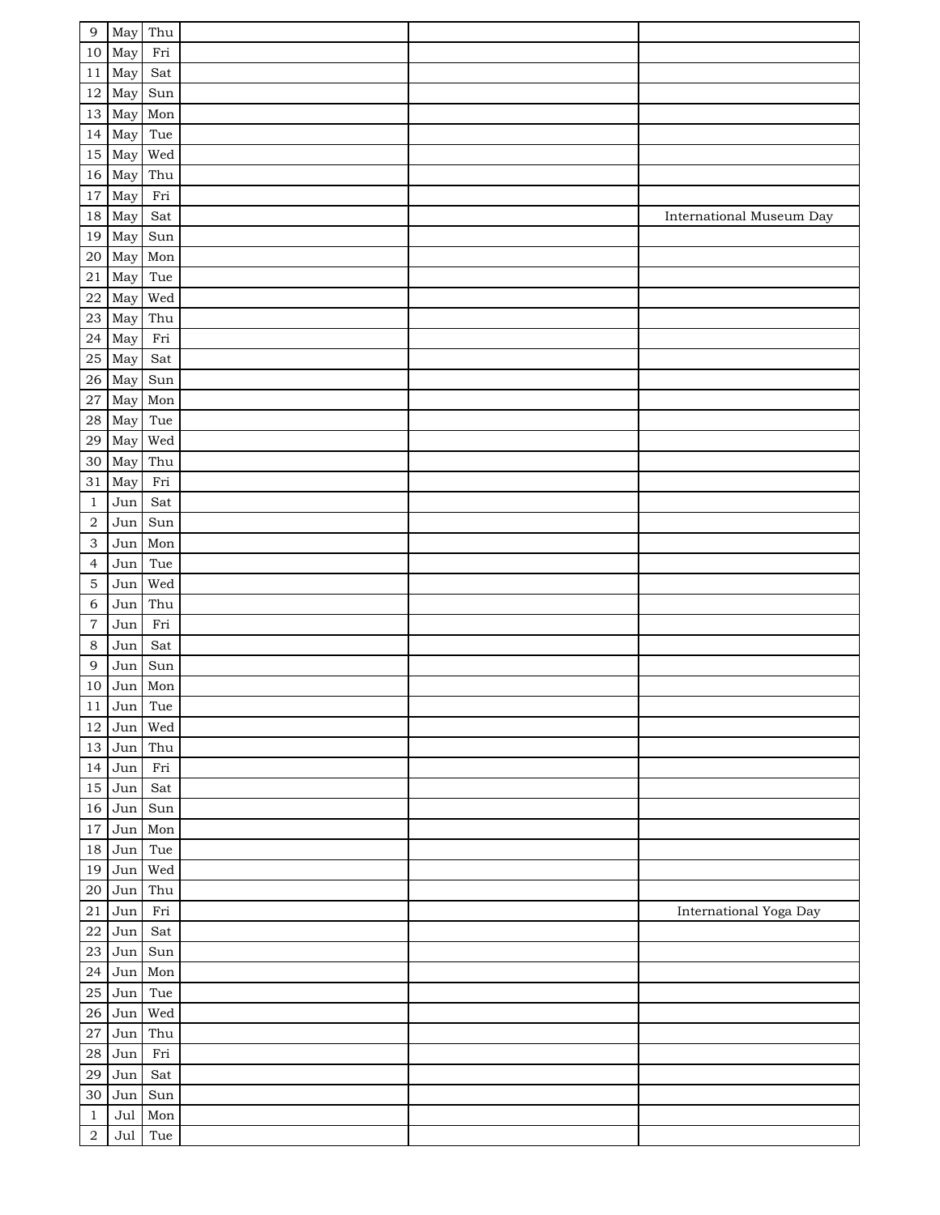| | | | | | |
|---|---|---|---|---|---|
| 9 | May | Thu | | | |
| 10 | May | Fri | | | |
| 11 | May | Sat | | | |
| 12 | May | Sun | | | |
| 13 | May | Mon | | | |
| 14 | May | Tue | | | |
| 15 | May | Wed | | | |
| 16 | May | Thu | | | |
| 17 | May | Fri | | | |
| 18 | May | Sat | | | International Museum Day |
| 19 | May | Sun | | | |
| 20 | May | Mon | | | |
| 21 | May | Tue | | | |
| 22 | May | Wed | | | |
| 23 | May | Thu | | | |
| 24 | May | Fri | | | |
| 25 | May | Sat | | | |
| 26 | May | Sun | | | |
| 27 | May | Mon | | | |
| 28 | May | Tue | | | |
| 29 | May | Wed | | | |
| 30 | May | Thu | | | |
| 31 | May | Fri | | | |
| 1 | Jun | Sat | | | |
| 2 | Jun | Sun | | | |
| 3 | Jun | Mon | | | |
| 4 | Jun | Tue | | | |
| 5 | Jun | Wed | | | |
| 6 | Jun | Thu | | | |
| 7 | Jun | Fri | | | |
| 8 | Jun | Sat | | | |
| 9 | Jun | Sun | | | |
| 10 | Jun | Mon | | | |
| 11 | Jun | Tue | | | |
| 12 | Jun | Wed | | | |
| 13 | Jun | Thu | | | |
| 14 | Jun | Fri | | | |
| 15 | Jun | Sat | | | |
| 16 | Jun | Sun | | | |
| 17 | Jun | Mon | | | |
| 18 | Jun | Tue | | | |
| 19 | Jun | Wed | | | |
| 20 | Jun | Thu | | | |
| 21 | Jun | Fri | | | International Yoga Day |
| 22 | Jun | Sat | | | |
| 23 | Jun | Sun | | | |
| 24 | Jun | Mon | | | |
| 25 | Jun | Tue | | | |
| 26 | Jun | Wed | | | |
| 27 | Jun | Thu | | | |
| 28 | Jun | Fri | | | |
| 29 | Jun | Sat | | | |
| 30 | Jun | Sun | | | |
| 1 | Jul | Mon | | | |
| 2 | Jul | Tue | | | |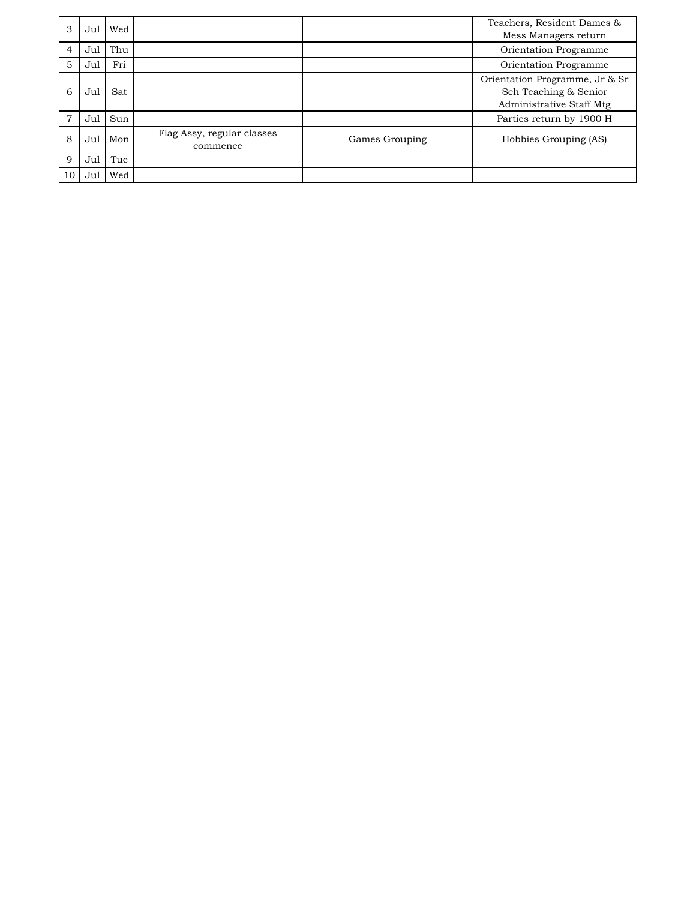| | | | | | |
|---|---|---|---|---|---|
| 3 | Jul | Wed | | | Teachers, Resident Dames & Mess Managers return |
| 4 | Jul | Thu | | | Orientation Programme |
| 5 | Jul | Fri | | | Orientation Programme |
| 6 | Jul | Sat | | | Orientation Programme, Jr & Sr Sch Teaching & Senior Administrative Staff Mtg |
| 7 | Jul | Sun | | | Parties return by 1900 H |
| 8 | Jul | Mon | Flag Assy, regular classes commence | Games Grouping | Hobbies Grouping (AS) |
| 9 | Jul | Tue | | | |
| 10 | Jul | Wed | | | |